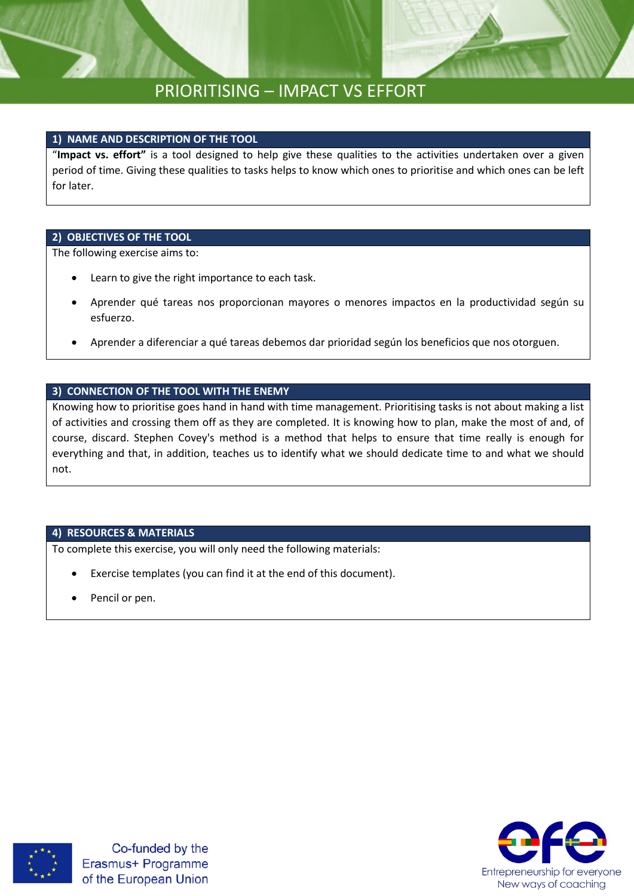# PRIORITISING – IMPACT VS EFFORT

## 1) NAME AND DESCRIPTION OF THE TOOL

"**Impact vs. effort"** is a tool designed to help give these qualities to the activities undertaken over a given period of time. Giving these qualities to tasks helps to know which ones to prioritise and which ones can be left for later.

## 2) OBJECTIVES OF THE TOOL

The following exercise aims to:

- Learn to give the right importance to each task.
- Aprender qué tareas nos proporcionan mayores o menores impactos en la productividad según su esfuerzo.
- Aprender a diferenciar a qué tareas debemos dar prioridad según los beneficios que nos otorguen.

## 3) CONNECTION OF THE TOOL WITH THE ENEMY

Knowing how to prioritise goes hand in hand with time management. Prioritising tasks is not about making a list of activities and crossing them off as they are completed. It is knowing how to plan, make the most of and, of course, discard. Stephen Covey's method is a method that helps to ensure that time really is enough for everything and that, in addition, teaches us to identify what we should dedicate time to and what we should not.

## 4) RESOURCES & MATERIALS

To complete this exercise, you will only need the following materials:

- Exercise templates (you can find it at the end of this document).
- Pencil or pen.

Co-funded by the Erasmus+ Programme of the European Union

Entrepreneurship for everyone
New ways of coaching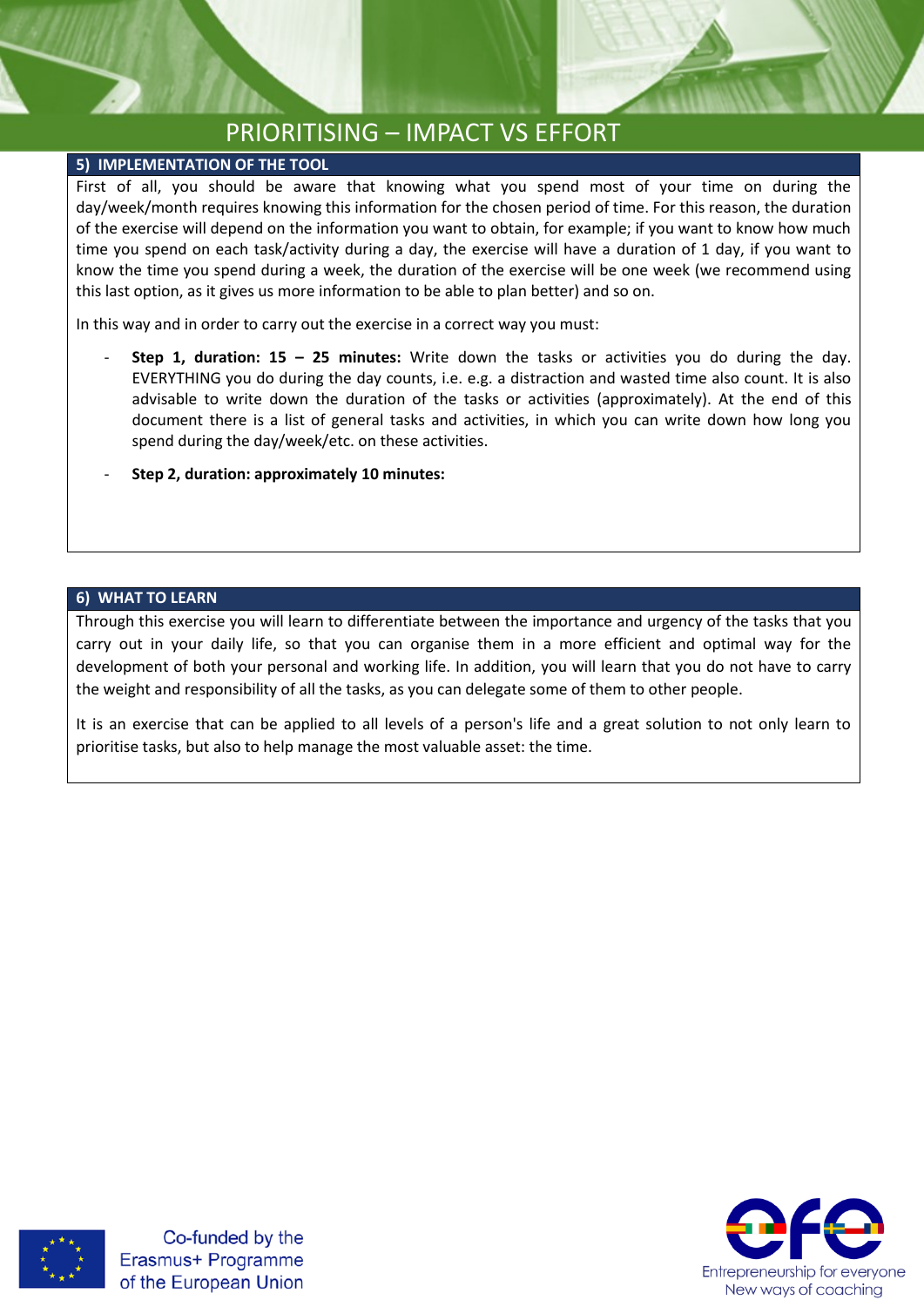## 5) IMPLEMENTATION OF THE TOOL

First of all, you should be aware that knowing what you spend most of your time on during the day/week/month requires knowing this information for the chosen period of time. For this reason, the duration of the exercise will depend on the information you want to obtain, for example; if you want to know how much time you spend on each task/activity during a day, the exercise will have a duration of 1 day, if you want to know the time you spend during a week, the duration of the exercise will be one week (we recommend using this last option, as it gives us more information to be able to plan better) and so on.

In this way and in order to carry out the exercise in a correct way you must:

- **Step 1, duration: 15 – 25 minutes:** Write down the tasks or activities you do during the day. EVERYTHING you do during the day counts, i.e. e.g. a distraction and wasted time also count. It is also advisable to write down the duration of the tasks or activities (approximately). At the end of this document there is a list of general tasks and activities, in which you can write down how long you spend during the day/week/etc. on these activities.
- **Step 2, duration: approximately 10 minutes:**

## 6) WHAT TO LEARN

Through this exercise you will learn to differentiate between the importance and urgency of the tasks that you carry out in your daily life, so that you can organise them in a more efficient and optimal way for the development of both your personal and working life. In addition, you will learn that you do not have to carry the weight and responsibility of all the tasks, as you can delegate some of them to other people.

It is an exercise that can be applied to all levels of a person's life and a great solution to not only learn to prioritise tasks, but also to help manage the most valuable asset: the time.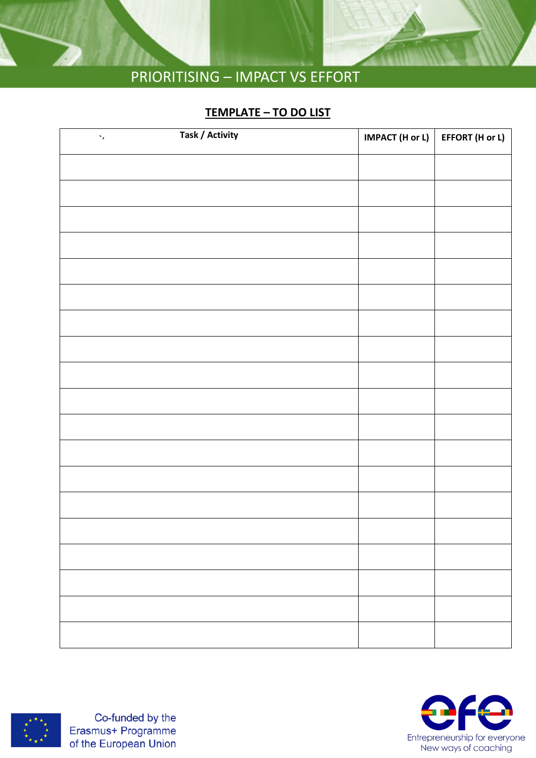# PRIORITISING – IMPACT VS EFFORT

## TEMPLATE – TO DO LIST

| Task / Activity | IMPACT (H or L) | EFFORT (H or L) |
|---|---|---|
| | | |
| | | |
| | | |
| | | |
| | | |
| | | |
| | | |
| | | |
| | | |
| | | |
| | | |
| | | |
| | | |
| | | |
| | | |
| | | |
| | | |
| | | |
| | | |

Co-funded by the Erasmus+ Programme of the European Union

efe – Entrepreneurship for everyone – New ways of coaching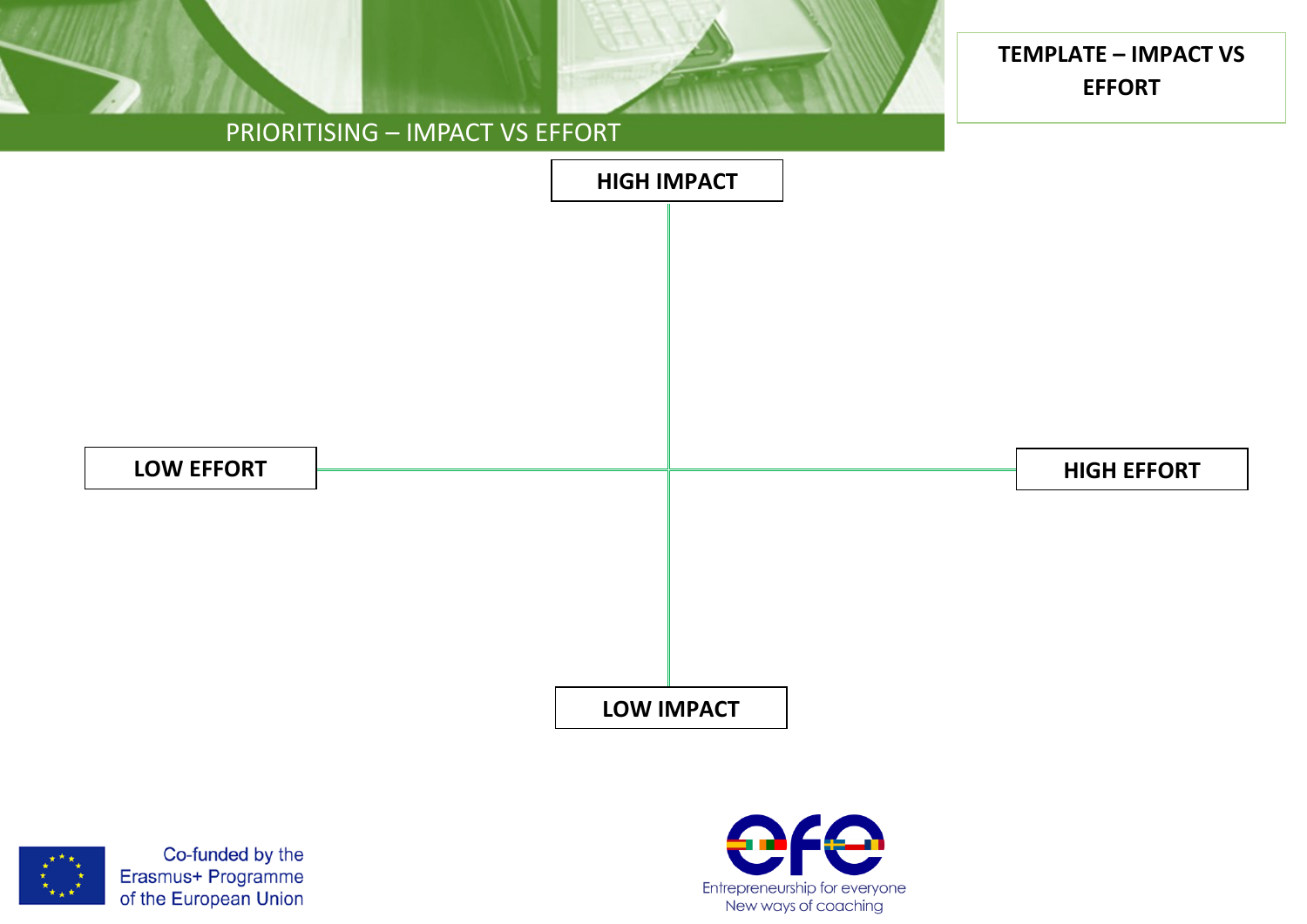# PRIORITISING – IMPACT VS EFFORT

**TEMPLATE – IMPACT VS EFFORT**

**HIGH IMPACT**

**LOW EFFORT**

**HIGH EFFORT**

**LOW IMPACT**

Co-funded by the Erasmus+ Programme of the European Union

efe – Entrepreneurship for everyone – New ways of coaching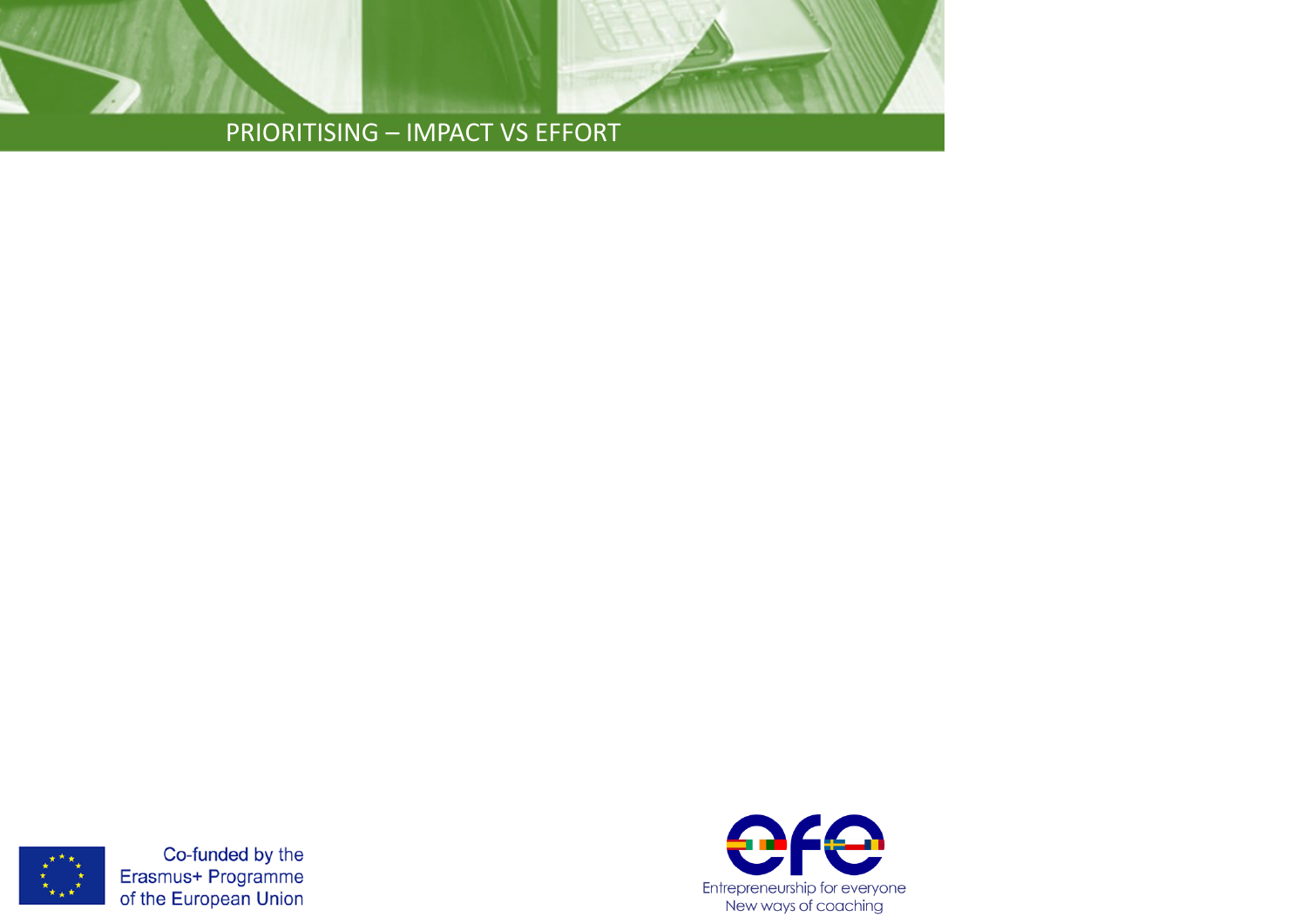PRIORITISING – IMPACT VS EFFORT

Co-funded by the Erasmus+ Programme of the European Union

Entrepreneurship for everyone
New ways of coaching